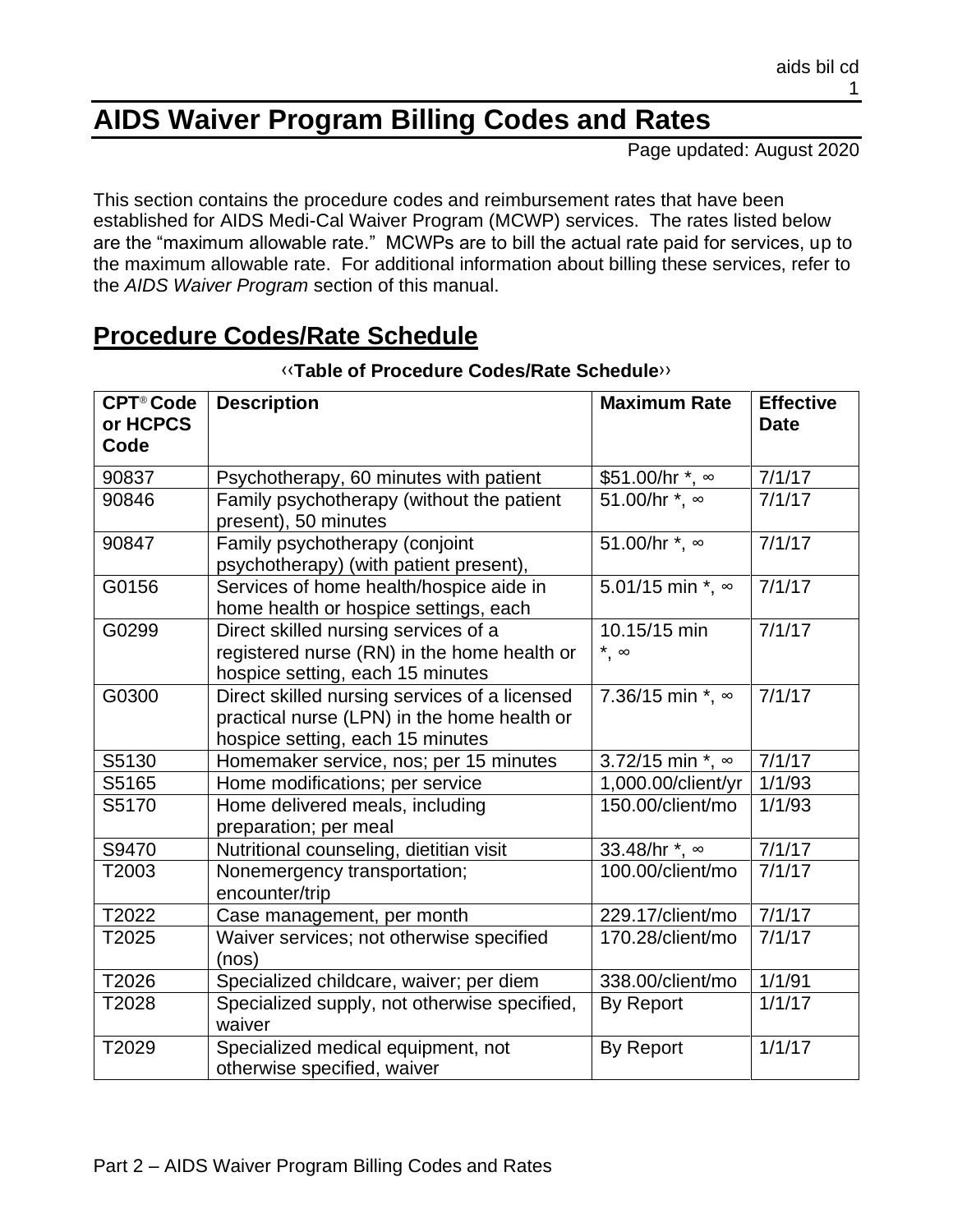# AIDS Waiver Program Billing Codes and Rates

Page updated: August 2020

This section contains the procedure codes and reimbursement rates that have been established for AIDS Medi-Cal Waiver Program (MCWP) services. The rates listed below are the "maximum allowable rate." MCWPs are to bill the actual rate paid for services, up to the maximum allowable rate. For additional information about billing these services, refer to the *AIDS Waiver Program* section of this manual.

## Procedure Codes/Rate Schedule

‹‹**Table of Procedure Codes/Rate Schedule**››

| CPT® Code or HCPCS Code | Description | Maximum Rate | Effective Date |
|---|---|---|---|
| 90837 | Psychotherapy, 60 minutes with patient | $51.00/hr *, ∞ | 7/1/17 |
| 90846 | Family psychotherapy (without the patient present), 50 minutes | 51.00/hr *, ∞ | 7/1/17 |
| 90847 | Family psychotherapy (conjoint psychotherapy) (with patient present), | 51.00/hr *, ∞ | 7/1/17 |
| G0156 | Services of home health/hospice aide in home health or hospice settings, each | 5.01/15 min *, ∞ | 7/1/17 |
| G0299 | Direct skilled nursing services of a registered nurse (RN) in the home health or hospice setting, each 15 minutes | 10.15/15 min *, ∞ | 7/1/17 |
| G0300 | Direct skilled nursing services of a licensed practical nurse (LPN) in the home health or hospice setting, each 15 minutes | 7.36/15 min *, ∞ | 7/1/17 |
| S5130 | Homemaker service, nos; per 15 minutes | 3.72/15 min *, ∞ | 7/1/17 |
| S5165 | Home modifications; per service | 1,000.00/client/yr | 1/1/93 |
| S5170 | Home delivered meals, including preparation; per meal | 150.00/client/mo | 1/1/93 |
| S9470 | Nutritional counseling, dietitian visit | 33.48/hr *, ∞ | 7/1/17 |
| T2003 | Nonemergency transportation; encounter/trip | 100.00/client/mo | 7/1/17 |
| T2022 | Case management, per month | 229.17/client/mo | 7/1/17 |
| T2025 | Waiver services; not otherwise specified (nos) | 170.28/client/mo | 7/1/17 |
| T2026 | Specialized childcare, waiver; per diem | 338.00/client/mo | 1/1/91 |
| T2028 | Specialized supply, not otherwise specified, waiver | By Report | 1/1/17 |
| T2029 | Specialized medical equipment, not otherwise specified, waiver | By Report | 1/1/17 |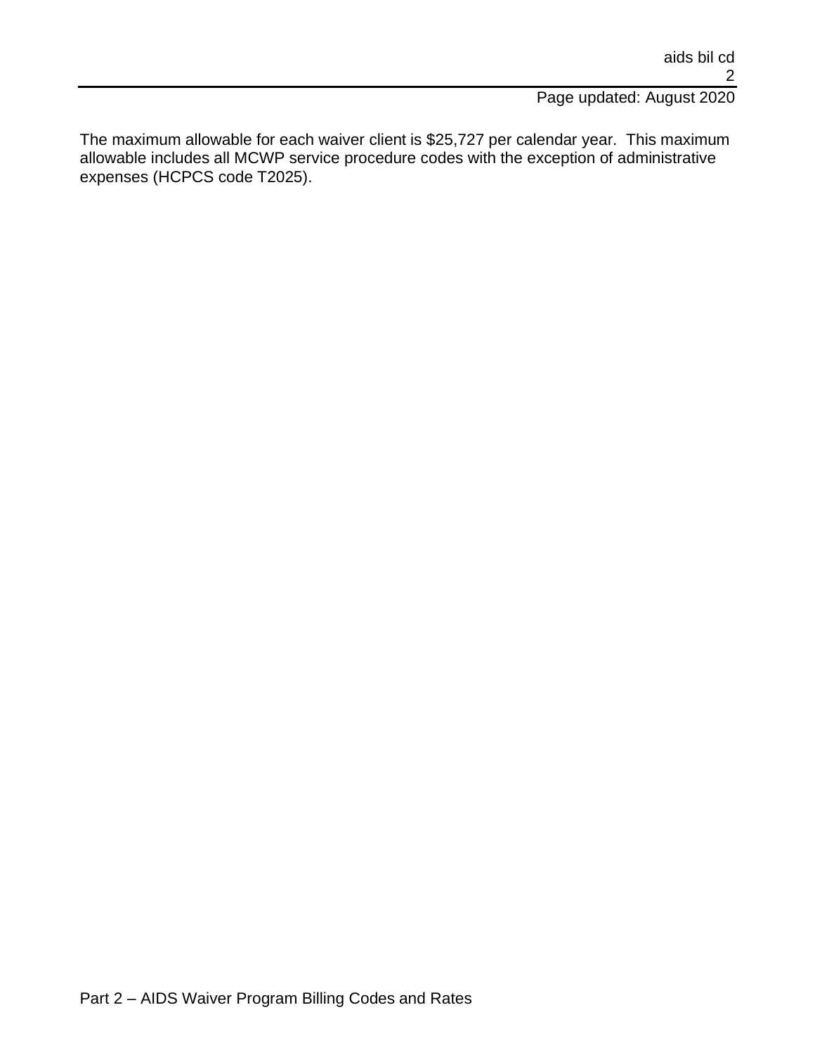The maximum allowable for each waiver client is $25,727 per calendar year. This maximum allowable includes all MCWP service procedure codes with the exception of administrative expenses (HCPCS code T2025).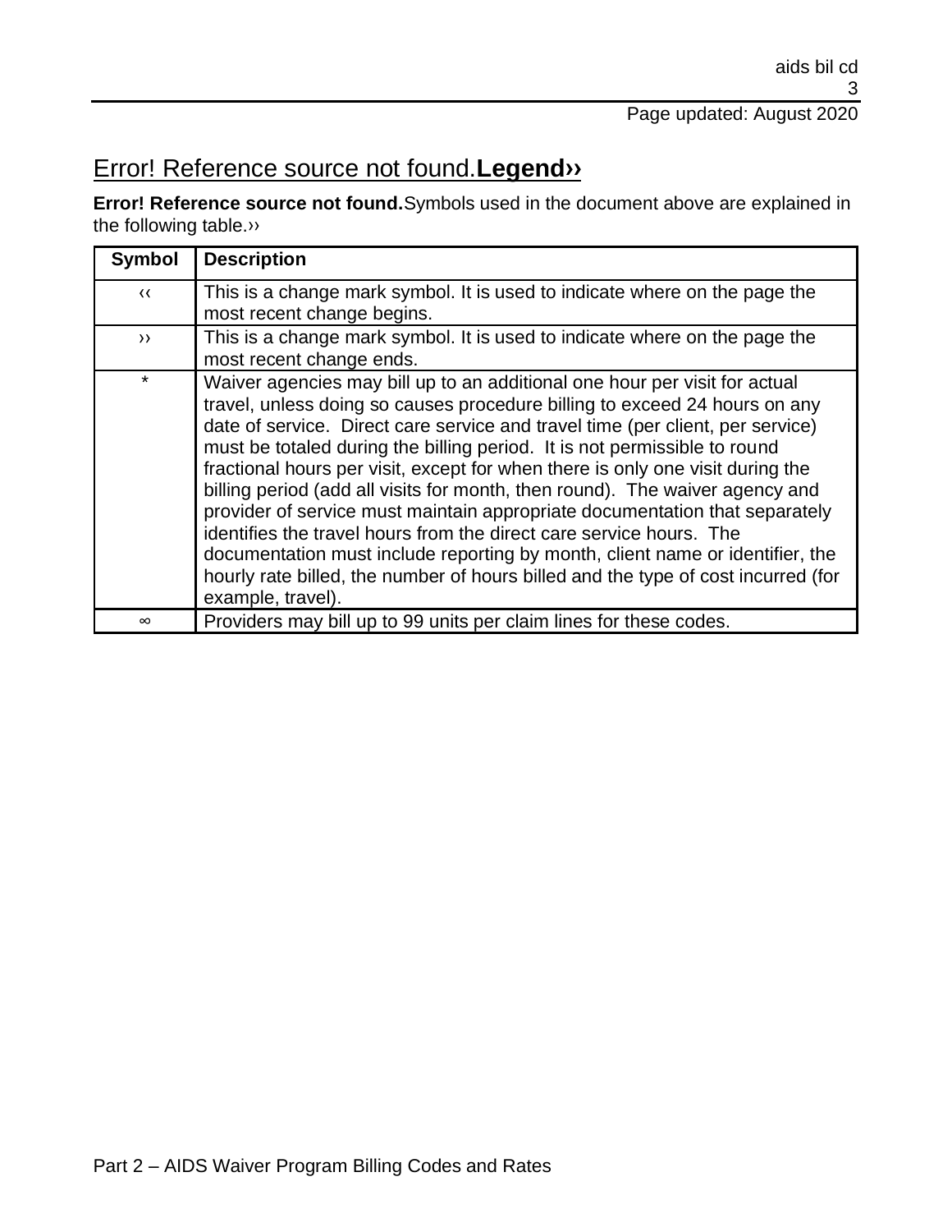## Error! Reference source not found.**Legend››**

**Error! Reference source not found.**Symbols used in the document above are explained in the following table.››

| Symbol | Description |
|---|---|
| ‹‹ | This is a change mark symbol. It is used to indicate where on the page the most recent change begins. |
| ›› | This is a change mark symbol. It is used to indicate where on the page the most recent change ends. |
| * | Waiver agencies may bill up to an additional one hour per visit for actual travel, unless doing so causes procedure billing to exceed 24 hours on any date of service. Direct care service and travel time (per client, per service) must be totaled during the billing period. It is not permissible to round fractional hours per visit, except for when there is only one visit during the billing period (add all visits for month, then round). The waiver agency and provider of service must maintain appropriate documentation that separately identifies the travel hours from the direct care service hours. The documentation must include reporting by month, client name or identifier, the hourly rate billed, the number of hours billed and the type of cost incurred (for example, travel). |
| ∞ | Providers may bill up to 99 units per claim lines for these codes. |